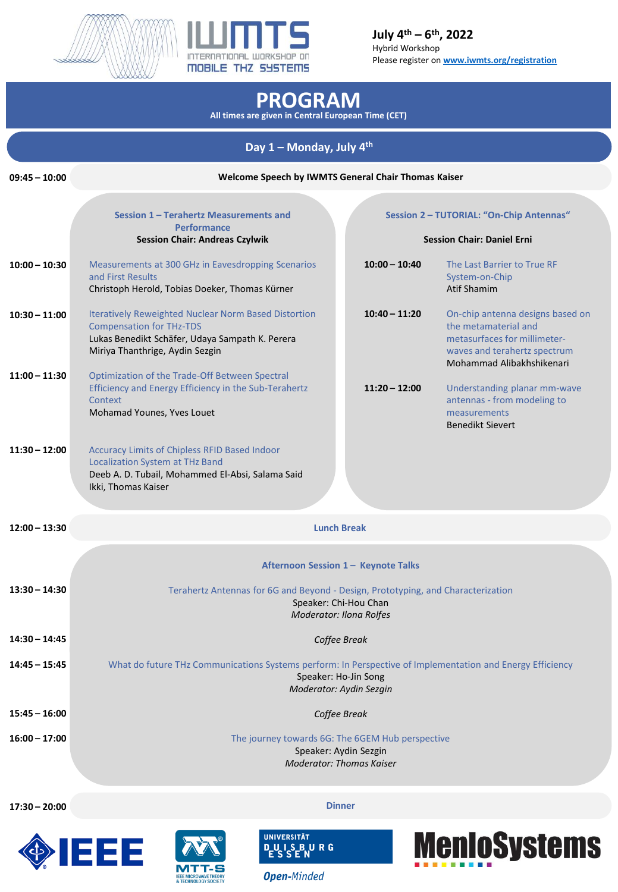# IWMTS
INTERNATIONAL WORKSHOP ON MOBILE THZ SYSTEMS

**July 4th – 6th, 2022**
Hybrid Workshop
Please register on **www.iwmts.org/registration**

# PROGRAM

**All times are given in Central European Time (CET)**

## Day 1 – Monday, July 4th

**09:45 – 10:00** — **Welcome Speech by IWMTS General Chair Thomas Kaiser**

### Session 1 – Terahertz Measurements and Performance
**Session Chair: Andreas Czylwik**

**10:00 – 10:30**
Measurements at 300 GHz in Eavesdropping Scenarios and First Results
Christoph Herold, Tobias Doeker, Thomas Kürner

**10:30 – 11:00**
Iteratively Reweighted Nuclear Norm Based Distortion Compensation for THz-TDS
Lukas Benedikt Schäfer, Udaya Sampath K. Perera Miriya Thanthrige, Aydin Sezgin

**11:00 – 11:30**
Optimization of the Trade-Off Between Spectral Efficiency and Energy Efficiency in the Sub-Terahertz Context
Mohamad Younes, Yves Louet

**11:30 – 12:00**
Accuracy Limits of Chipless RFID Based Indoor Localization System at THz Band
Deeb A. D. Tubail, Mohammed El-Absi, Salama Said Ikki, Thomas Kaiser

### Session 2 – TUTORIAL: "On-Chip Antennas"
**Session Chair: Daniel Erni**

**10:00 – 10:40**
The Last Barrier to True RF System-on-Chip
Atif Shamim

**10:40 – 11:20**
On-chip antenna designs based on the metamaterial and metasurfaces for millimeter-waves and terahertz spectrum
Mohammad Alibakhshikenari

**11:20 – 12:00**
Understanding planar mm-wave antennas - from modeling to measurements
Benedikt Sievert

**12:00 – 13:30** — **Lunch Break**

### Afternoon Session 1 – Keynote Talks

**13:30 – 14:30**
Terahertz Antennas for 6G and Beyond - Design, Prototyping, and Characterization
Speaker: Chi-Hou Chan
*Moderator: Ilona Rolfes*

**14:30 – 14:45** — *Coffee Break*

**14:45 – 15:45**
What do future THz Communications Systems perform: In Perspective of Implementation and Energy Efficiency
Speaker: Ho-Jin Song
*Moderator: Aydin Sezgin*

**15:45 – 16:00** — *Coffee Break*

**16:00 – 17:00**
The journey towards 6G: The 6GEM Hub perspective
Speaker: Aydin Sezgin
*Moderator: Thomas Kaiser*

**17:30 – 20:00** — **Dinner**

IEEE | MTT-S IEEE Microwave Theory & Technology Society | Universität Duisburg-Essen *Open-Minded* | MenloSystems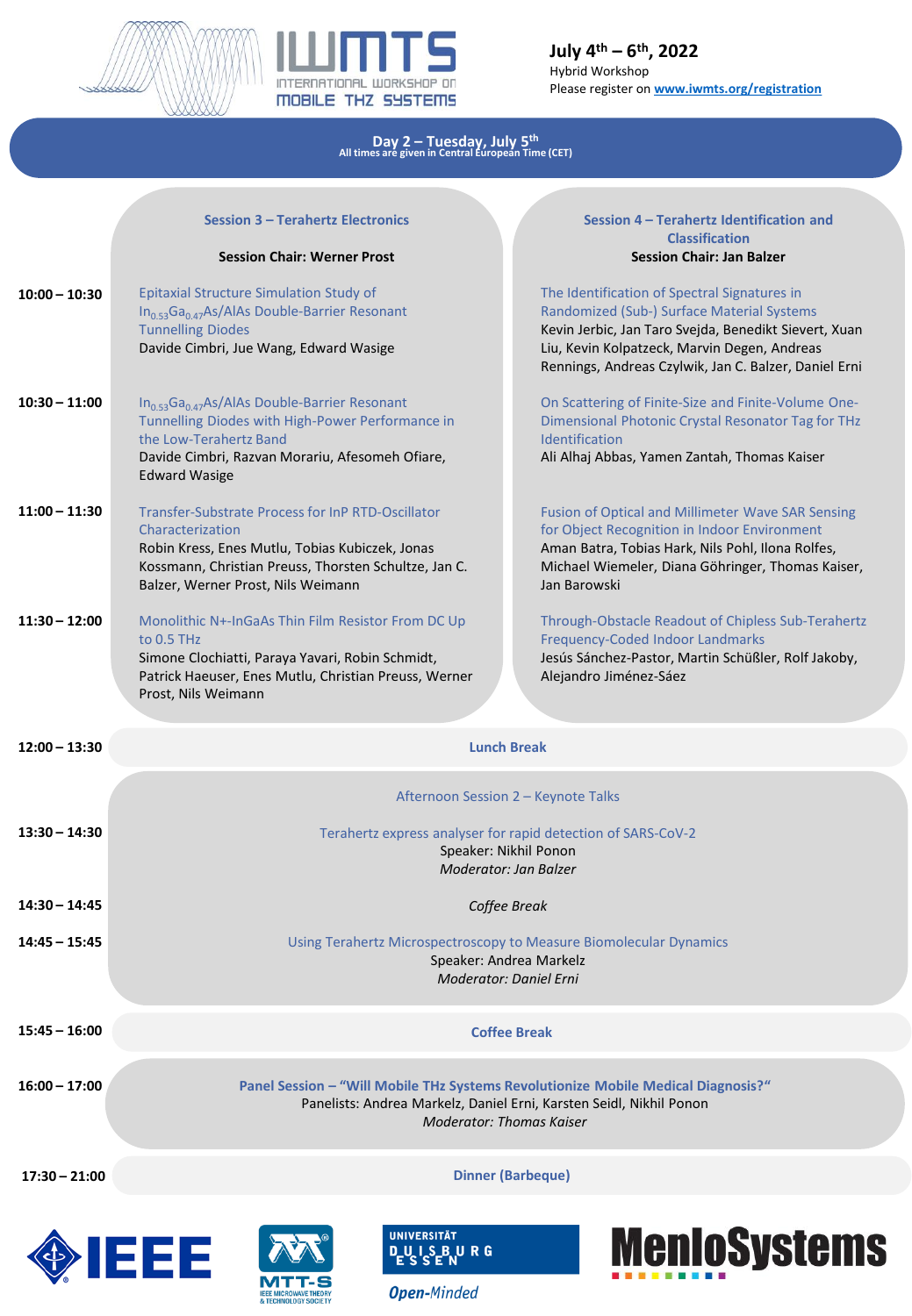**IWMTS – INTERNATIONAL WORKSHOP ON MOBILE THZ SYSTEMS**

**July 4th – 6th, 2022**
Hybrid Workshop
Please register on www.iwmts.org/registration

# Day 2 – Tuesday, July 5th

All times are given in Central European Time (CET)

| Time | Session 3 – Terahertz Electronics (Session Chair: Werner Prost) | Session 4 – Terahertz Identification and Classification (Session Chair: Jan Balzer) |
| --- | --- | --- |
| 10:00 – 10:30 | Epitaxial Structure Simulation Study of $In_{0.53}Ga_{0.47}As$/AlAs Double-Barrier Resonant Tunnelling Diodes<br>Davide Cimbri, Jue Wang, Edward Wasige | The Identification of Spectral Signatures in Randomized (Sub-) Surface Material Systems<br>Kevin Jerbic, Jan Taro Svejda, Benedikt Sievert, Xuan Liu, Kevin Kolpatzeck, Marvin Degen, Andreas Rennings, Andreas Czylwik, Jan C. Balzer, Daniel Erni |
| 10:30 – 11:00 | $In_{0.53}Ga_{0.47}As$/AlAs Double-Barrier Resonant Tunnelling Diodes with High-Power Performance in the Low-Terahertz Band<br>Davide Cimbri, Razvan Morariu, Afesomeh Ofiare, Edward Wasige | On Scattering of Finite-Size and Finite-Volume One-Dimensional Photonic Crystal Resonator Tag for THz Identification<br>Ali Alhaj Abbas, Yamen Zantah, Thomas Kaiser |
| 11:00 – 11:30 | Transfer-Substrate Process for InP RTD-Oscillator Characterization<br>Robin Kress, Enes Mutlu, Tobias Kubiczek, Jonas Kossmann, Christian Preuss, Thorsten Schultze, Jan C. Balzer, Werner Prost, Nils Weimann | Fusion of Optical and Millimeter Wave SAR Sensing for Object Recognition in Indoor Environment<br>Aman Batra, Tobias Hark, Nils Pohl, Ilona Rolfes, Michael Wiemeler, Diana Göhringer, Thomas Kaiser, Jan Barowski |
| 11:30 – 12:00 | Monolithic N+-InGaAs Thin Film Resistor From DC Up to 0.5 THz<br>Simone Clochiatti, Paraya Yavari, Robin Schmidt, Patrick Haeuser, Enes Mutlu, Christian Preuss, Werner Prost, Nils Weimann | Through-Obstacle Readout of Chipless Sub-Terahertz Frequency-Coded Indoor Landmarks<br>Jesús Sánchez-Pastor, Martin Schüßler, Rolf Jakoby, Alejandro Jiménez-Sáez |

**12:00 – 13:30** Lunch Break

## Afternoon Session 2 – Keynote Talks

**13:30 – 14:30** Terahertz express analyser for rapid detection of SARS-CoV-2
Speaker: Nikhil Ponon
*Moderator: Jan Balzer*

**14:30 – 14:45** *Coffee Break*

**14:45 – 15:45** Using Terahertz Microspectroscopy to Measure Biomolecular Dynamics
Speaker: Andrea Markelz
*Moderator: Daniel Erni*

**15:45 – 16:00** **Coffee Break**

**16:00 – 17:00** **Panel Session – "Will Mobile THz Systems Revolutionize Mobile Medical Diagnosis?"**
Panelists: Andrea Markelz, Daniel Erni, Karsten Seidl, Nikhil Ponon
*Moderator: Thomas Kaiser*

**17:30 – 21:00** **Dinner (Barbeque)**

IEEE · MTT-S IEEE Microwave Theory & Technology Society · Universität Duisburg Essen – Open-Minded · MenloSystems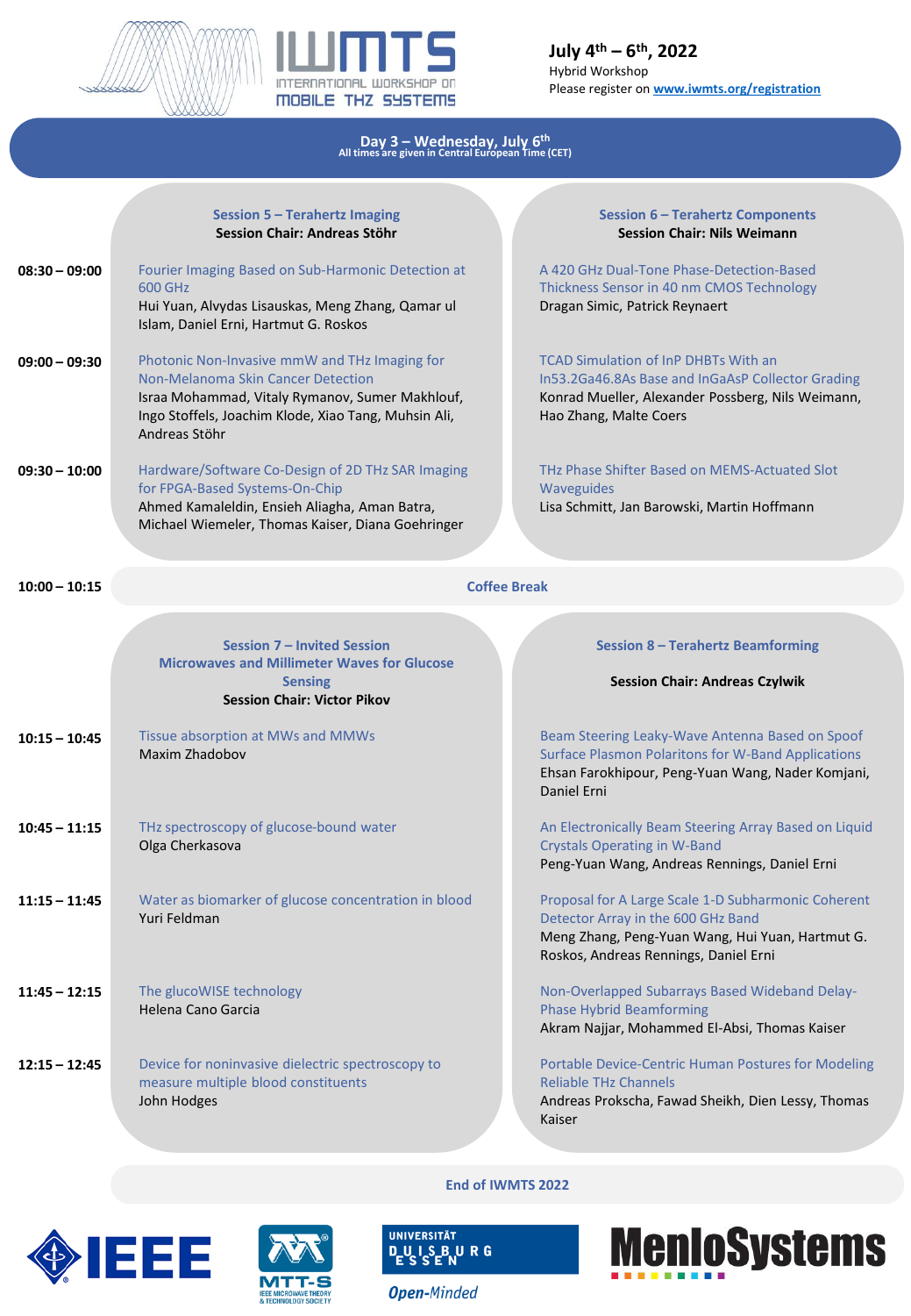# IWMTS – International Workshop on Mobile THz Systems

**July 4th – 6th, 2022**
Hybrid Workshop
Please register on **www.iwmts.org/registration**

## Day 3 – Wednesday, July 6th

All times are given in Central European Time (CET)

| Time | Session 5 – Terahertz Imaging<br>Session Chair: Andreas Stöhr | Session 6 – Terahertz Components<br>Session Chair: Nils Weimann |
|---|---|---|
| **08:30 – 09:00** | Fourier Imaging Based on Sub-Harmonic Detection at 600 GHz<br>Hui Yuan, Alvydas Lisauskas, Meng Zhang, Qamar ul Islam, Daniel Erni, Hartmut G. Roskos | A 420 GHz Dual-Tone Phase-Detection-Based Thickness Sensor in 40 nm CMOS Technology<br>Dragan Simic, Patrick Reynaert |
| **09:00 – 09:30** | Photonic Non-Invasive mmW and THz Imaging for Non-Melanoma Skin Cancer Detection<br>Israa Mohammad, Vitaly Rymanov, Sumer Makhlouf, Ingo Stoffels, Joachim Klode, Xiao Tang, Muhsin Ali, Andreas Stöhr | TCAD Simulation of InP DHBTs With an In53.2Ga46.8As Base and InGaAsP Collector Grading<br>Konrad Mueller, Alexander Possberg, Nils Weimann, Hao Zhang, Malte Coers |
| **09:30 – 10:00** | Hardware/Software Co-Design of 2D THz SAR Imaging for FPGA-Based Systems-On-Chip<br>Ahmed Kamaleldin, Ensieh Aliagha, Aman Batra, Michael Wiemeler, Thomas Kaiser, Diana Goehringer | THz Phase Shifter Based on MEMS-Actuated Slot Waveguides<br>Lisa Schmitt, Jan Barowski, Martin Hoffmann |
| **10:00 – 10:15** | **Coffee Break** | |

| Time | Session 7 – Invited Session<br>Microwaves and Millimeter Waves for Glucose Sensing<br>Session Chair: Victor Pikov | Session 8 – Terahertz Beamforming<br>Session Chair: Andreas Czylwik |
|---|---|---|
| **10:15 – 10:45** | Tissue absorption at MWs and MMWs<br>Maxim Zhadobov | Beam Steering Leaky-Wave Antenna Based on Spoof Surface Plasmon Polaritons for W-Band Applications<br>Ehsan Farokhipour, Peng-Yuan Wang, Nader Komjani, Daniel Erni |
| **10:45 – 11:15** | THz spectroscopy of glucose-bound water<br>Olga Cherkasova | An Electronically Beam Steering Array Based on Liquid Crystals Operating in W-Band<br>Peng-Yuan Wang, Andreas Rennings, Daniel Erni |
| **11:15 – 11:45** | Water as biomarker of glucose concentration in blood<br>Yuri Feldman | Proposal for A Large Scale 1-D Subharmonic Coherent Detector Array in the 600 GHz Band<br>Meng Zhang, Peng-Yuan Wang, Hui Yuan, Hartmut G. Roskos, Andreas Rennings, Daniel Erni |
| **11:45 – 12:15** | The glucoWISE technology<br>Helena Cano Garcia | Non-Overlapped Subarrays Based Wideband Delay-Phase Hybrid Beamforming<br>Akram Najjar, Mohammed El-Absi, Thomas Kaiser |
| **12:15 – 12:45** | Device for noninvasive dielectric spectroscopy to measure multiple blood constituents<br>John Hodges | Portable Device-Centric Human Postures for Modeling Reliable THz Channels<br>Andreas Prokscha, Fawad Sheikh, Dien Lessy, Thomas Kaiser |

**End of IWMTS 2022**

IEEE · MTT-S IEEE Microwave Theory & Technology Society · Universität Duisburg Essen – Open-Minded · MenloSystems